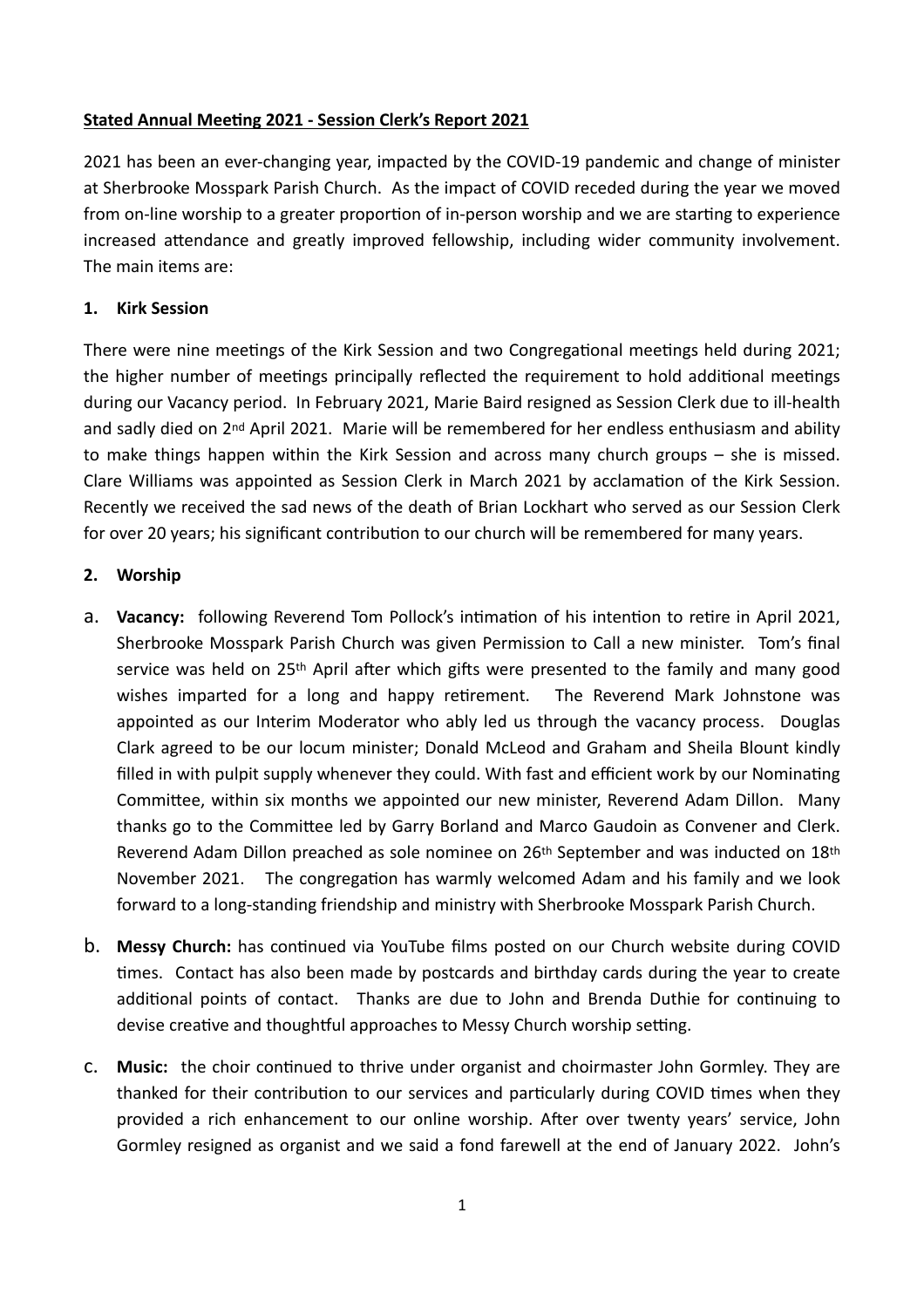**Stated Annual Meeting 2021 - Session Clerk's Report 2021**

2021 has been an ever-changing year, impacted by the COVID-19 pandemic and change of minister at Sherbrooke Mosspark Parish Church. As the impact of COVID receded during the year we moved from on-line worship to a greater proportion of in-person worship and we are starting to experience increased attendance and greatly improved fellowship, including wider community involvement. The main items are:

**1. Kirk Session**

There were nine meetings of the Kirk Session and two Congregational meetings held during 2021; the higher number of meetings principally reflected the requirement to hold additional meetings during our Vacancy period. In February 2021, Marie Baird resigned as Session Clerk due to ill-health and sadly died on 2nd April 2021. Marie will be remembered for her endless enthusiasm and ability to make things happen within the Kirk Session and across many church groups – she is missed. Clare Williams was appointed as Session Clerk in March 2021 by acclamation of the Kirk Session. Recently we received the sad news of the death of Brian Lockhart who served as our Session Clerk for over 20 years; his significant contribution to our church will be remembered for many years.

**2. Worship**

a. **Vacancy:** following Reverend Tom Pollock's intimation of his intention to retire in April 2021, Sherbrooke Mosspark Parish Church was given Permission to Call a new minister. Tom's final service was held on 25th April after which gifts were presented to the family and many good wishes imparted for a long and happy retirement. The Reverend Mark Johnstone was appointed as our Interim Moderator who ably led us through the vacancy process. Douglas Clark agreed to be our locum minister; Donald McLeod and Graham and Sheila Blount kindly filled in with pulpit supply whenever they could. With fast and efficient work by our Nominating Committee, within six months we appointed our new minister, Reverend Adam Dillon. Many thanks go to the Committee led by Garry Borland and Marco Gaudoin as Convener and Clerk. Reverend Adam Dillon preached as sole nominee on 26th September and was inducted on 18th November 2021. The congregation has warmly welcomed Adam and his family and we look forward to a long-standing friendship and ministry with Sherbrooke Mosspark Parish Church.

b. **Messy Church:** has continued via YouTube films posted on our Church website during COVID times. Contact has also been made by postcards and birthday cards during the year to create additional points of contact. Thanks are due to John and Brenda Duthie for continuing to devise creative and thoughtful approaches to Messy Church worship setting.

c. **Music:** the choir continued to thrive under organist and choirmaster John Gormley. They are thanked for their contribution to our services and particularly during COVID times when they provided a rich enhancement to our online worship. After over twenty years' service, John Gormley resigned as organist and we said a fond farewell at the end of January 2022. John's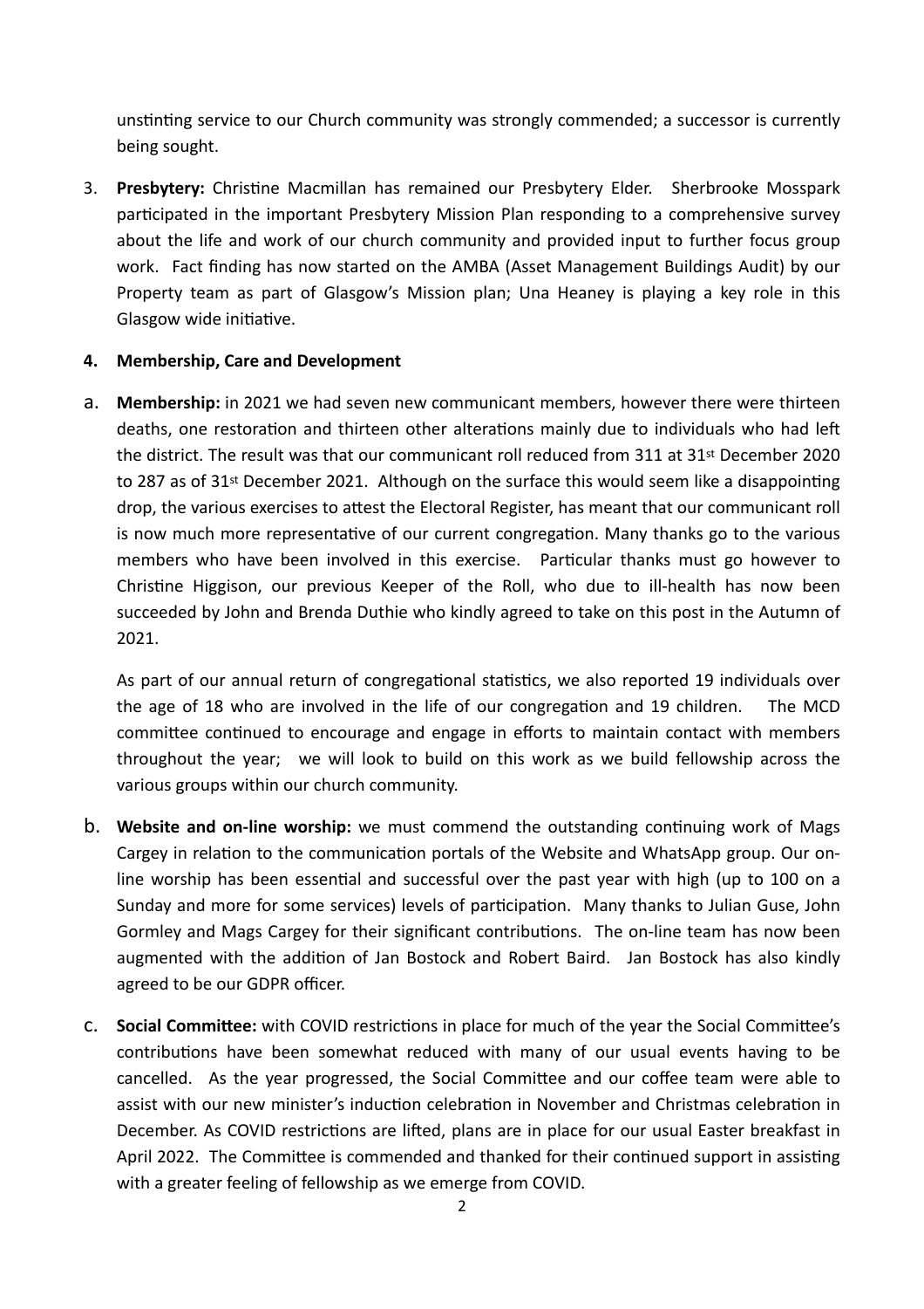unstinting service to our Church community was strongly commended; a successor is currently being sought.

3. **Presbytery:** Christine Macmillan has remained our Presbytery Elder. Sherbrooke Mosspark participated in the important Presbytery Mission Plan responding to a comprehensive survey about the life and work of our church community and provided input to further focus group work. Fact finding has now started on the AMBA (Asset Management Buildings Audit) by our Property team as part of Glasgow's Mission plan; Una Heaney is playing a key role in this Glasgow wide initiative.

**4. Membership, Care and Development**

a. **Membership:** in 2021 we had seven new communicant members, however there were thirteen deaths, one restoration and thirteen other alterations mainly due to individuals who had left the district. The result was that our communicant roll reduced from 311 at 31st December 2020 to 287 as of 31st December 2021. Although on the surface this would seem like a disappointing drop, the various exercises to attest the Electoral Register, has meant that our communicant roll is now much more representative of our current congregation. Many thanks go to the various members who have been involved in this exercise. Particular thanks must go however to Christine Higgison, our previous Keeper of the Roll, who due to ill-health has now been succeeded by John and Brenda Duthie who kindly agreed to take on this post in the Autumn of 2021.

   As part of our annual return of congregational statistics, we also reported 19 individuals over the age of 18 who are involved in the life of our congregation and 19 children. The MCD committee continued to encourage and engage in efforts to maintain contact with members throughout the year; we will look to build on this work as we build fellowship across the various groups within our church community.

b. **Website and on-line worship:** we must commend the outstanding continuing work of Mags Cargey in relation to the communication portals of the Website and WhatsApp group. Our on-line worship has been essential and successful over the past year with high (up to 100 on a Sunday and more for some services) levels of participation. Many thanks to Julian Guse, John Gormley and Mags Cargey for their significant contributions. The on-line team has now been augmented with the addition of Jan Bostock and Robert Baird. Jan Bostock has also kindly agreed to be our GDPR officer.

c. **Social Committee:** with COVID restrictions in place for much of the year the Social Committee's contributions have been somewhat reduced with many of our usual events having to be cancelled. As the year progressed, the Social Committee and our coffee team were able to assist with our new minister's induction celebration in November and Christmas celebration in December. As COVID restrictions are lifted, plans are in place for our usual Easter breakfast in April 2022. The Committee is commended and thanked for their continued support in assisting with a greater feeling of fellowship as we emerge from COVID.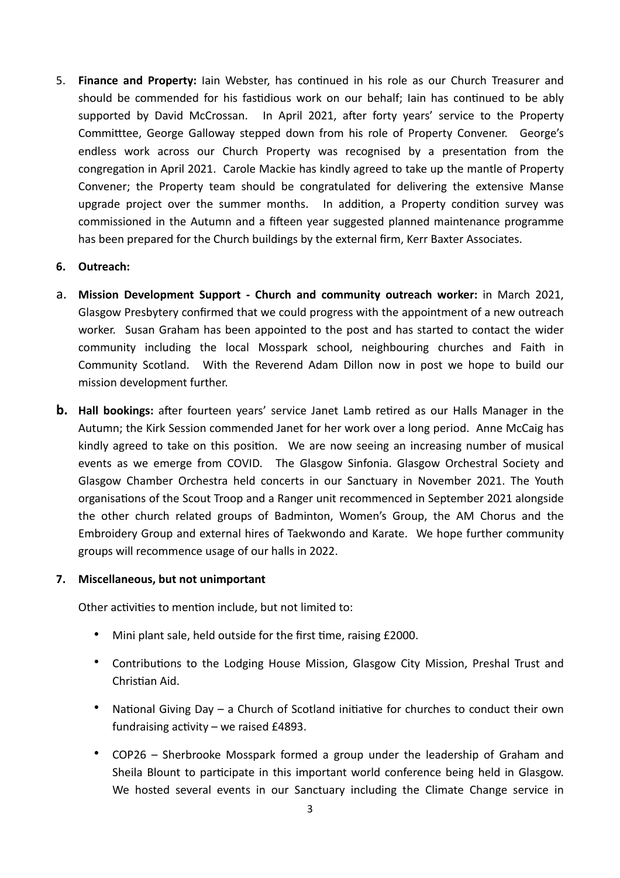5. **Finance and Property:** Iain Webster, has continued in his role as our Church Treasurer and should be commended for his fastidious work on our behalf; Iain has continued to be ably supported by David McCrossan. In April 2021, after forty years' service to the Property Committtee, George Galloway stepped down from his role of Property Convener. George's endless work across our Church Property was recognised by a presentation from the congregation in April 2021. Carole Mackie has kindly agreed to take up the mantle of Property Convener; the Property team should be congratulated for delivering the extensive Manse upgrade project over the summer months. In addition, a Property condition survey was commissioned in the Autumn and a fifteen year suggested planned maintenance programme has been prepared for the Church buildings by the external firm, Kerr Baxter Associates.

6. **Outreach:**

a. **Mission Development Support - Church and community outreach worker:** in March 2021, Glasgow Presbytery confirmed that we could progress with the appointment of a new outreach worker. Susan Graham has been appointed to the post and has started to contact the wider community including the local Mosspark school, neighbouring churches and Faith in Community Scotland. With the Reverend Adam Dillon now in post we hope to build our mission development further.

b. **Hall bookings:** after fourteen years' service Janet Lamb retired as our Halls Manager in the Autumn; the Kirk Session commended Janet for her work over a long period. Anne McCaig has kindly agreed to take on this position. We are now seeing an increasing number of musical events as we emerge from COVID. The Glasgow Sinfonia. Glasgow Orchestral Society and Glasgow Chamber Orchestra held concerts in our Sanctuary in November 2021. The Youth organisations of the Scout Troop and a Ranger unit recommenced in September 2021 alongside the other church related groups of Badminton, Women's Group, the AM Chorus and the Embroidery Group and external hires of Taekwondo and Karate. We hope further community groups will recommence usage of our halls in 2022.

7. **Miscellaneous, but not unimportant**

   Other activities to mention include, but not limited to:

   - Mini plant sale, held outside for the first time, raising £2000.
   - Contributions to the Lodging House Mission, Glasgow City Mission, Preshal Trust and Christian Aid.
   - National Giving Day – a Church of Scotland initiative for churches to conduct their own fundraising activity – we raised £4893.
   - COP26 – Sherbrooke Mosspark formed a group under the leadership of Graham and Sheila Blount to participate in this important world conference being held in Glasgow. We hosted several events in our Sanctuary including the Climate Change service in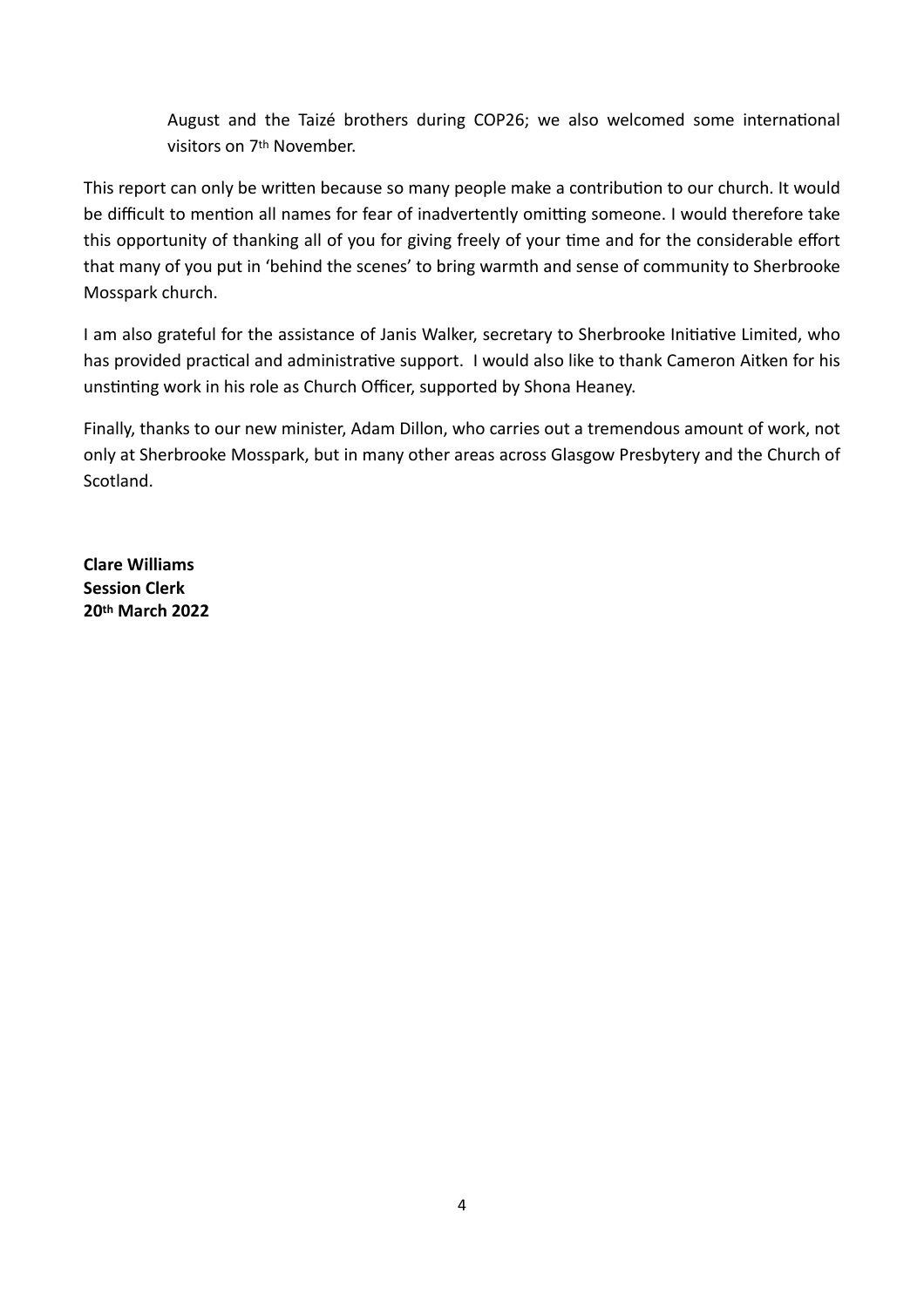August and the Taizé brothers during COP26; we also welcomed some international visitors on 7th November.

This report can only be written because so many people make a contribution to our church. It would be difficult to mention all names for fear of inadvertently omitting someone. I would therefore take this opportunity of thanking all of you for giving freely of your time and for the considerable effort that many of you put in 'behind the scenes' to bring warmth and sense of community to Sherbrooke Mosspark church.

I am also grateful for the assistance of Janis Walker, secretary to Sherbrooke Initiative Limited, who has provided practical and administrative support. I would also like to thank Cameron Aitken for his unstinting work in his role as Church Officer, supported by Shona Heaney.

Finally, thanks to our new minister, Adam Dillon, who carries out a tremendous amount of work, not only at Sherbrooke Mosspark, but in many other areas across Glasgow Presbytery and the Church of Scotland.

**Clare Williams**
**Session Clerk**
**20th March 2022**